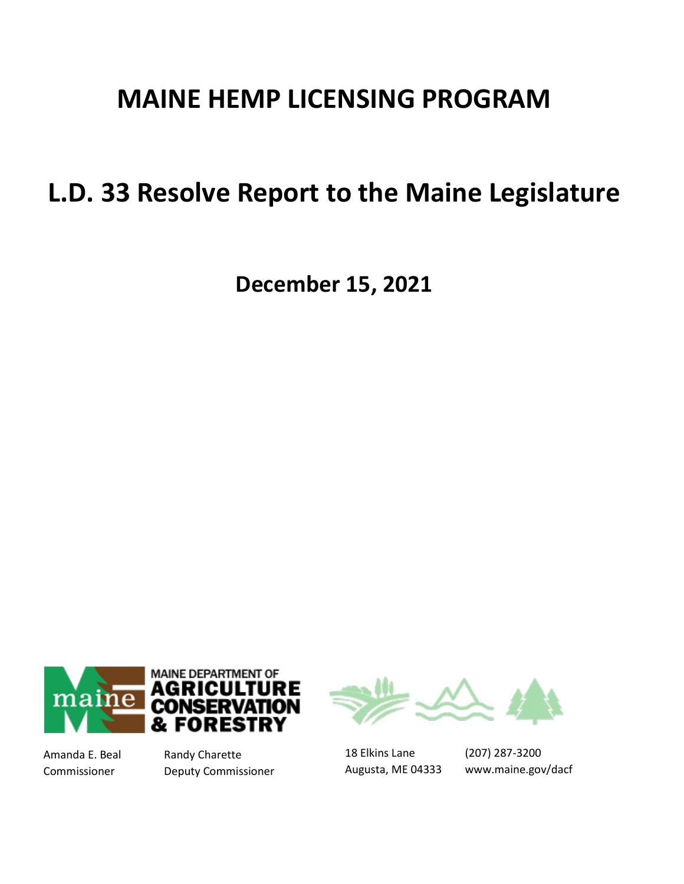# MAINE HEMP LICENSING PROGRAM

# L.D. 33 Resolve Report to the Maine Legislature

**December 15, 2021**

MAINE DEPARTMENT OF AGRICULTURE CONSERVATION & FORESTRY

Amanda E. Beal
Commissioner

Randy Charette
Deputy Commissioner

18 Elkins Lane
Augusta, ME 04333

(207) 287-3200
www.maine.gov/dacf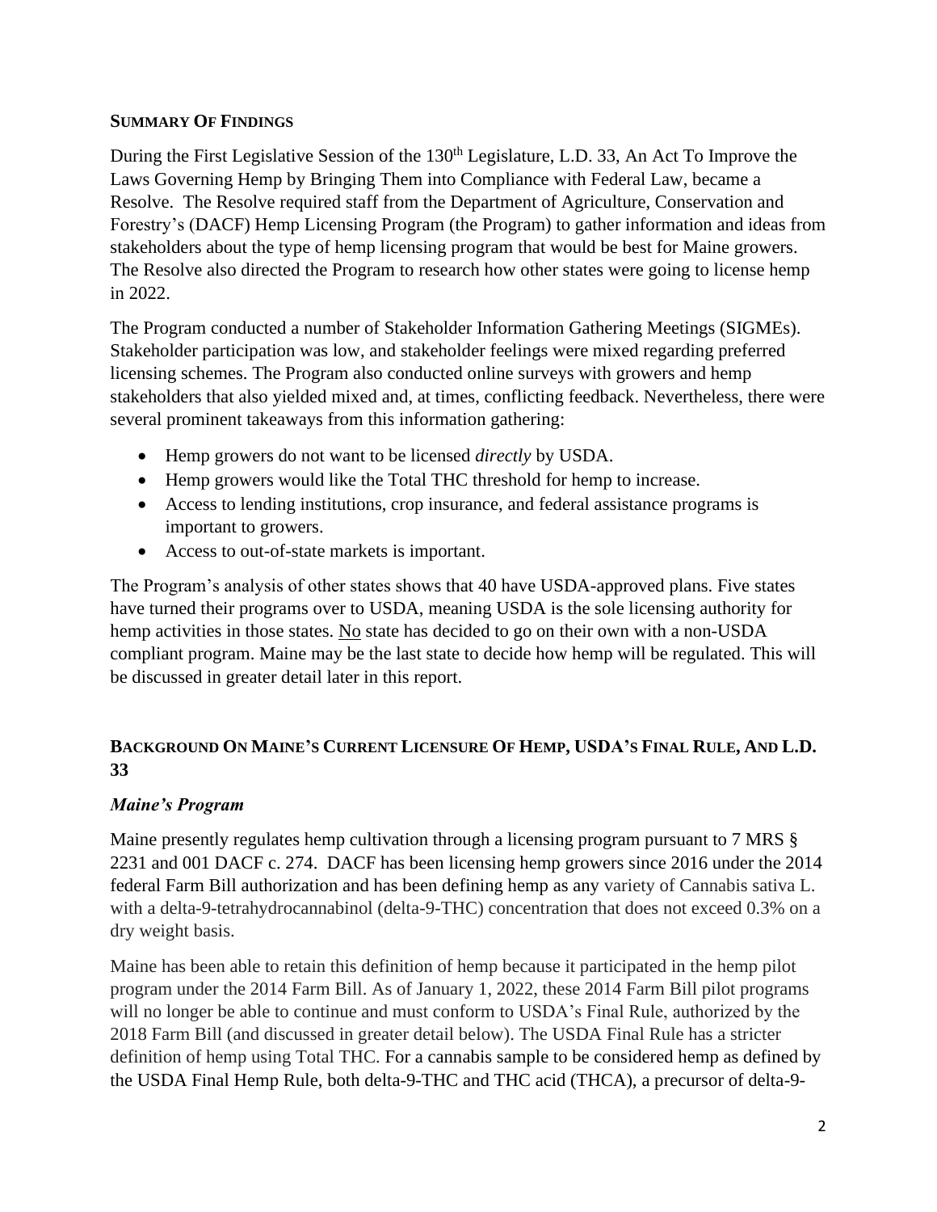## SUMMARY OF FINDINGS

During the First Legislative Session of the 130th Legislature, L.D. 33, An Act To Improve the Laws Governing Hemp by Bringing Them into Compliance with Federal Law, became a Resolve. The Resolve required staff from the Department of Agriculture, Conservation and Forestry's (DACF) Hemp Licensing Program (the Program) to gather information and ideas from stakeholders about the type of hemp licensing program that would be best for Maine growers. The Resolve also directed the Program to research how other states were going to license hemp in 2022.

The Program conducted a number of Stakeholder Information Gathering Meetings (SIGMEs). Stakeholder participation was low, and stakeholder feelings were mixed regarding preferred licensing schemes. The Program also conducted online surveys with growers and hemp stakeholders that also yielded mixed and, at times, conflicting feedback. Nevertheless, there were several prominent takeaways from this information gathering:

- Hemp growers do not want to be licensed *directly* by USDA.
- Hemp growers would like the Total THC threshold for hemp to increase.
- Access to lending institutions, crop insurance, and federal assistance programs is important to growers.
- Access to out-of-state markets is important.

The Program's analysis of other states shows that 40 have USDA-approved plans. Five states have turned their programs over to USDA, meaning USDA is the sole licensing authority for hemp activities in those states. No state has decided to go on their own with a non-USDA compliant program. Maine may be the last state to decide how hemp will be regulated. This will be discussed in greater detail later in this report.

## BACKGROUND ON MAINE'S CURRENT LICENSURE OF HEMP, USDA'S FINAL RULE, AND L.D. 33

### *Maine's Program*

Maine presently regulates hemp cultivation through a licensing program pursuant to 7 MRS § 2231 and 001 DACF c. 274. DACF has been licensing hemp growers since 2016 under the 2014 federal Farm Bill authorization and has been defining hemp as any variety of Cannabis sativa L. with a delta-9-tetrahydrocannabinol (delta-9-THC) concentration that does not exceed 0.3% on a dry weight basis.

Maine has been able to retain this definition of hemp because it participated in the hemp pilot program under the 2014 Farm Bill. As of January 1, 2022, these 2014 Farm Bill pilot programs will no longer be able to continue and must conform to USDA's Final Rule, authorized by the 2018 Farm Bill (and discussed in greater detail below). The USDA Final Rule has a stricter definition of hemp using Total THC. For a cannabis sample to be considered hemp as defined by the USDA Final Hemp Rule, both delta-9-THC and THC acid (THCA), a precursor of delta-9-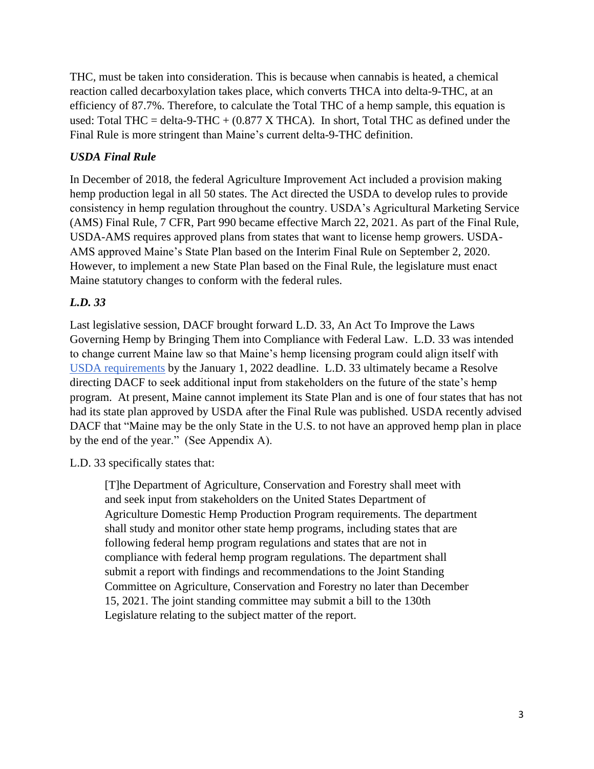THC, must be taken into consideration. This is because when cannabis is heated, a chemical reaction called decarboxylation takes place, which converts THCA into delta-9-THC, at an efficiency of 87.7%. Therefore, to calculate the Total THC of a hemp sample, this equation is used: Total THC = delta-9-THC + (0.877 X THCA). In short, Total THC as defined under the Final Rule is more stringent than Maine's current delta-9-THC definition.

### *USDA Final Rule*

In December of 2018, the federal Agriculture Improvement Act included a provision making hemp production legal in all 50 states. The Act directed the USDA to develop rules to provide consistency in hemp regulation throughout the country. USDA's Agricultural Marketing Service (AMS) Final Rule, 7 CFR, Part 990 became effective March 22, 2021. As part of the Final Rule, USDA-AMS requires approved plans from states that want to license hemp growers. USDA-AMS approved Maine's State Plan based on the Interim Final Rule on September 2, 2020. However, to implement a new State Plan based on the Final Rule, the legislature must enact Maine statutory changes to conform with the federal rules.

### *L.D. 33*

Last legislative session, DACF brought forward L.D. 33, An Act To Improve the Laws Governing Hemp by Bringing Them into Compliance with Federal Law. L.D. 33 was intended to change current Maine law so that Maine's hemp licensing program could align itself with USDA requirements by the January 1, 2022 deadline. L.D. 33 ultimately became a Resolve directing DACF to seek additional input from stakeholders on the future of the state's hemp program. At present, Maine cannot implement its State Plan and is one of four states that has not had its state plan approved by USDA after the Final Rule was published. USDA recently advised DACF that "Maine may be the only State in the U.S. to not have an approved hemp plan in place by the end of the year." (See Appendix A).

L.D. 33 specifically states that:

> [T]he Department of Agriculture, Conservation and Forestry shall meet with and seek input from stakeholders on the United States Department of Agriculture Domestic Hemp Production Program requirements. The department shall study and monitor other state hemp programs, including states that are following federal hemp program regulations and states that are not in compliance with federal hemp program regulations. The department shall submit a report with findings and recommendations to the Joint Standing Committee on Agriculture, Conservation and Forestry no later than December 15, 2021. The joint standing committee may submit a bill to the 130th Legislature relating to the subject matter of the report.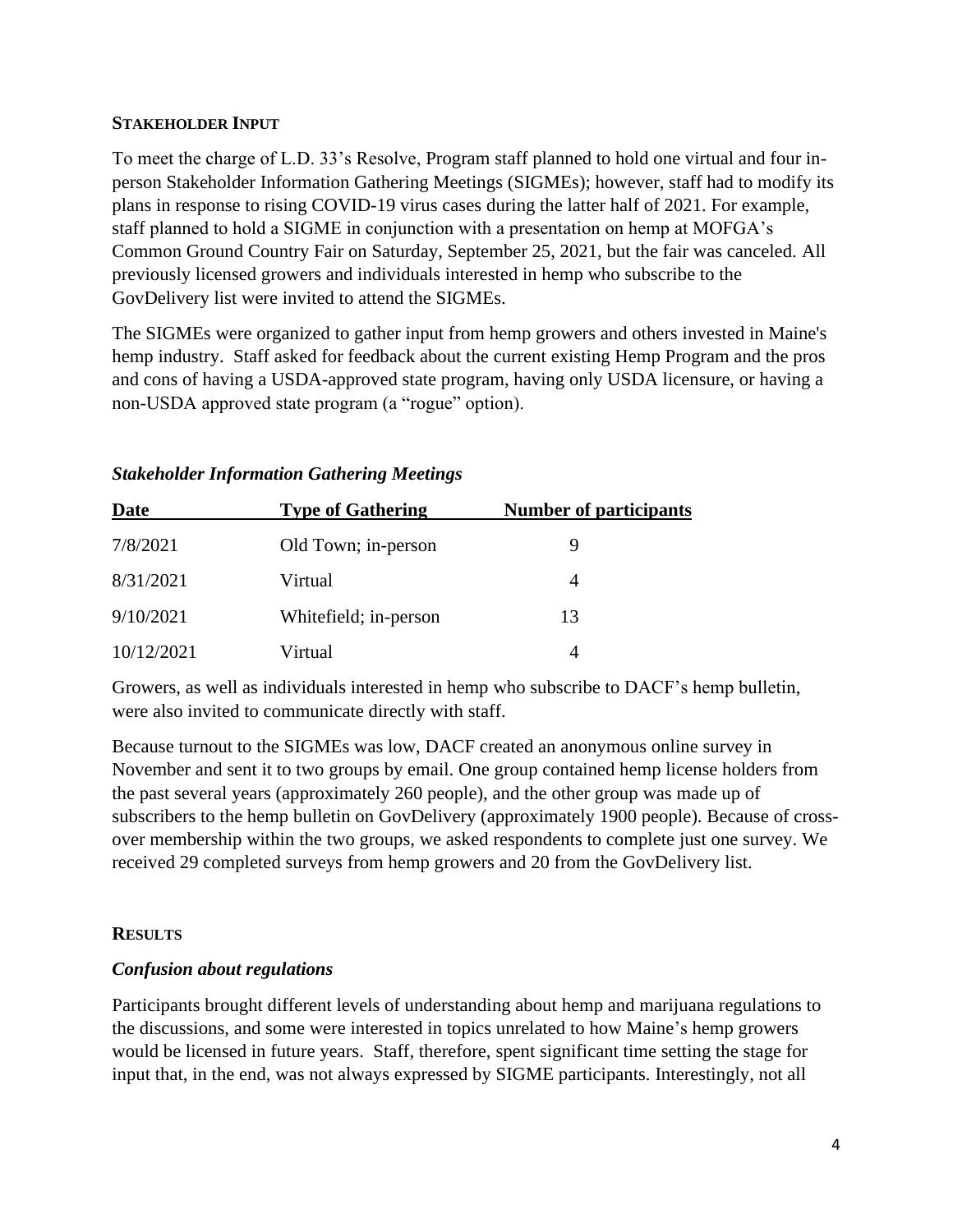## STAKEHOLDER INPUT

To meet the charge of L.D. 33's Resolve, Program staff planned to hold one virtual and four in-person Stakeholder Information Gathering Meetings (SIGMEs); however, staff had to modify its plans in response to rising COVID-19 virus cases during the latter half of 2021. For example, staff planned to hold a SIGME in conjunction with a presentation on hemp at MOFGA's Common Ground Country Fair on Saturday, September 25, 2021, but the fair was canceled. All previously licensed growers and individuals interested in hemp who subscribe to the GovDelivery list were invited to attend the SIGMEs.

The SIGMEs were organized to gather input from hemp growers and others invested in Maine's hemp industry. Staff asked for feedback about the current existing Hemp Program and the pros and cons of having a USDA-approved state program, having only USDA licensure, or having a non-USDA approved state program (a "rogue" option).

### *Stakeholder Information Gathering Meetings*

| Date | Type of Gathering | Number of participants |
|---|---|---|
| 7/8/2021 | Old Town; in-person | 9 |
| 8/31/2021 | Virtual | 4 |
| 9/10/2021 | Whitefield; in-person | 13 |
| 10/12/2021 | Virtual | 4 |

Growers, as well as individuals interested in hemp who subscribe to DACF's hemp bulletin, were also invited to communicate directly with staff.

Because turnout to the SIGMEs was low, DACF created an anonymous online survey in November and sent it to two groups by email. One group contained hemp license holders from the past several years (approximately 260 people), and the other group was made up of subscribers to the hemp bulletin on GovDelivery (approximately 1900 people). Because of cross-over membership within the two groups, we asked respondents to complete just one survey. We received 29 completed surveys from hemp growers and 20 from the GovDelivery list.

## RESULTS

### *Confusion about regulations*

Participants brought different levels of understanding about hemp and marijuana regulations to the discussions, and some were interested in topics unrelated to how Maine's hemp growers would be licensed in future years. Staff, therefore, spent significant time setting the stage for input that, in the end, was not always expressed by SIGME participants. Interestingly, not all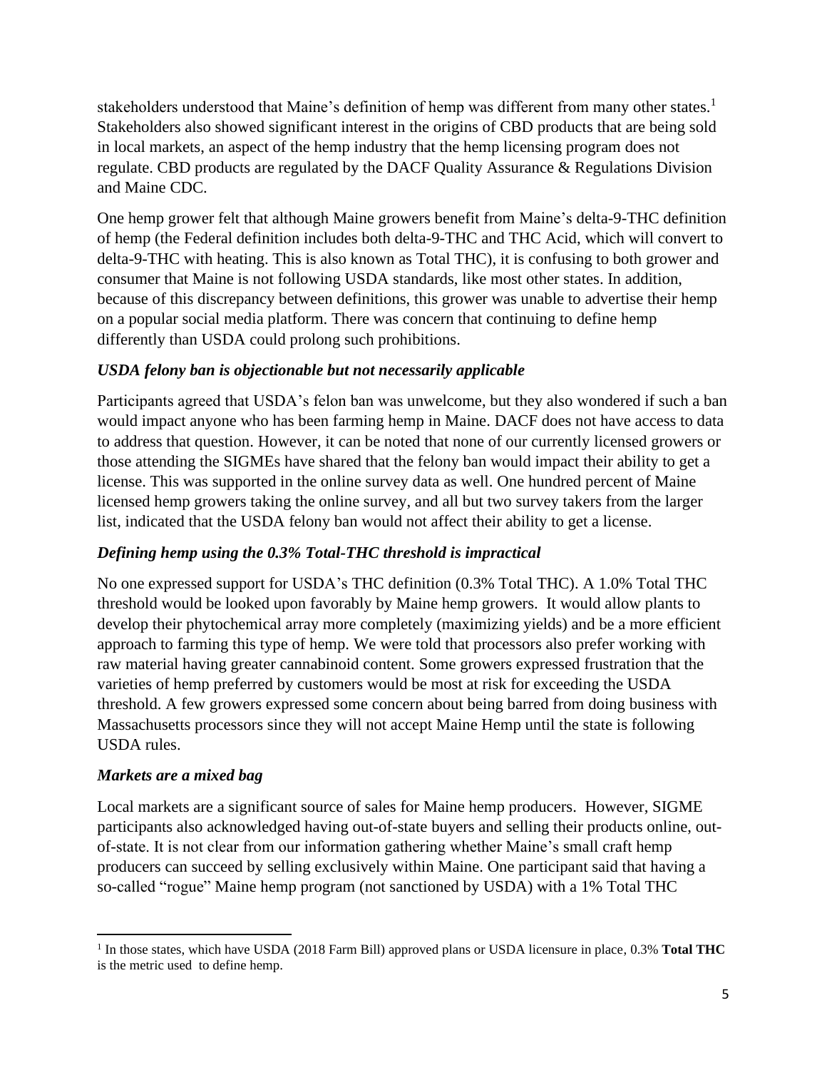stakeholders understood that Maine's definition of hemp was different from many other states.[1] Stakeholders also showed significant interest in the origins of CBD products that are being sold in local markets, an aspect of the hemp industry that the hemp licensing program does not regulate. CBD products are regulated by the DACF Quality Assurance & Regulations Division and Maine CDC.

One hemp grower felt that although Maine growers benefit from Maine's delta-9-THC definition of hemp (the Federal definition includes both delta-9-THC and THC Acid, which will convert to delta-9-THC with heating. This is also known as Total THC), it is confusing to both grower and consumer that Maine is not following USDA standards, like most other states. In addition, because of this discrepancy between definitions, this grower was unable to advertise their hemp on a popular social media platform. There was concern that continuing to define hemp differently than USDA could prolong such prohibitions.

### *USDA felony ban is objectionable but not necessarily applicable*

Participants agreed that USDA's felon ban was unwelcome, but they also wondered if such a ban would impact anyone who has been farming hemp in Maine. DACF does not have access to data to address that question. However, it can be noted that none of our currently licensed growers or those attending the SIGMEs have shared that the felony ban would impact their ability to get a license. This was supported in the online survey data as well. One hundred percent of Maine licensed hemp growers taking the online survey, and all but two survey takers from the larger list, indicated that the USDA felony ban would not affect their ability to get a license.

### *Defining hemp using the 0.3% Total-THC threshold is impractical*

No one expressed support for USDA's THC definition (0.3% Total THC). A 1.0% Total THC threshold would be looked upon favorably by Maine hemp growers. It would allow plants to develop their phytochemical array more completely (maximizing yields) and be a more efficient approach to farming this type of hemp. We were told that processors also prefer working with raw material having greater cannabinoid content. Some growers expressed frustration that the varieties of hemp preferred by customers would be most at risk for exceeding the USDA threshold. A few growers expressed some concern about being barred from doing business with Massachusetts processors since they will not accept Maine Hemp until the state is following USDA rules.

### *Markets are a mixed bag*

Local markets are a significant source of sales for Maine hemp producers. However, SIGME participants also acknowledged having out-of-state buyers and selling their products online, out-of-state. It is not clear from our information gathering whether Maine's small craft hemp producers can succeed by selling exclusively within Maine. One participant said that having a so-called "rogue" Maine hemp program (not sanctioned by USDA) with a 1% Total THC

---

[1] In those states, which have USDA (2018 Farm Bill) approved plans or USDA licensure in place, 0.3% **Total THC** is the metric used to define hemp.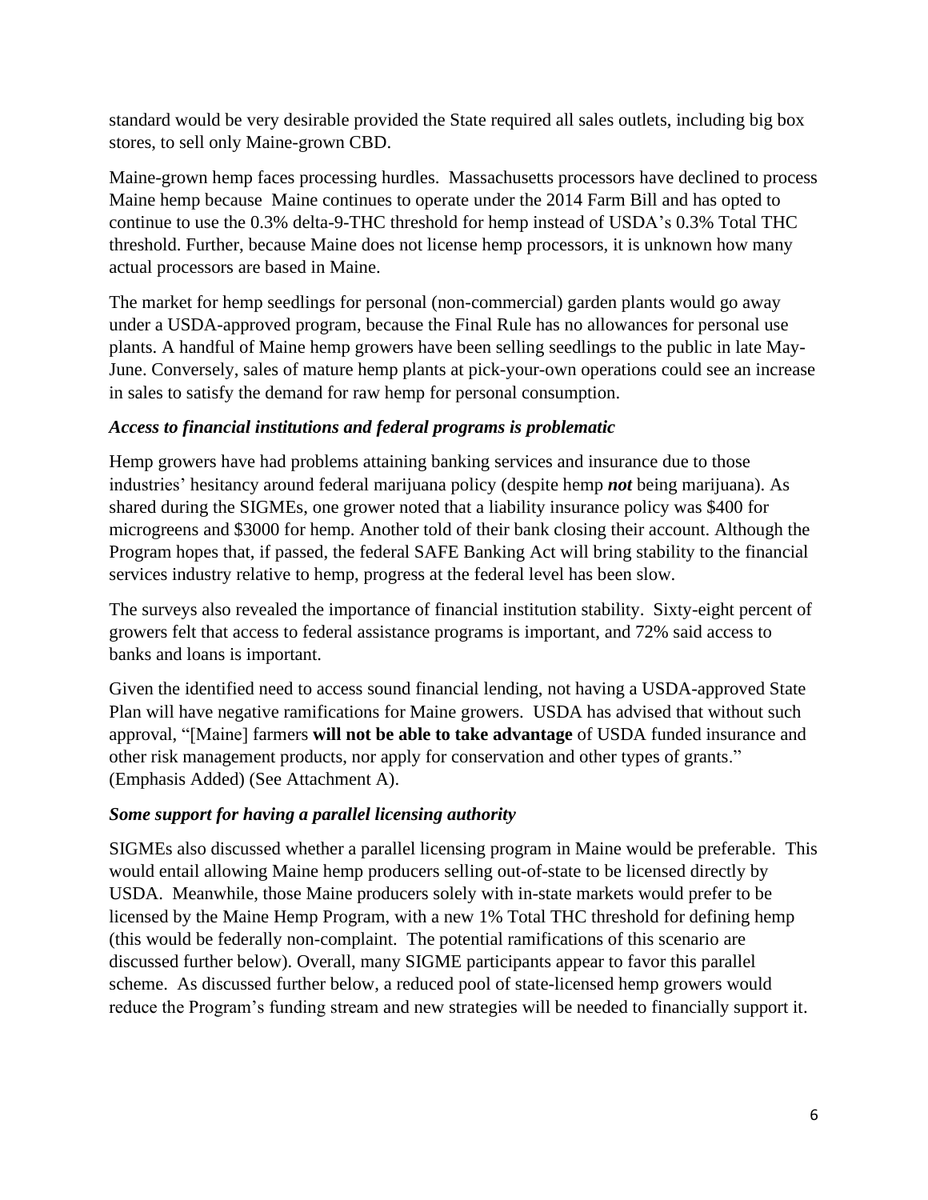standard would be very desirable provided the State required all sales outlets, including big box stores, to sell only Maine-grown CBD.

Maine-grown hemp faces processing hurdles. Massachusetts processors have declined to process Maine hemp because Maine continues to operate under the 2014 Farm Bill and has opted to continue to use the 0.3% delta-9-THC threshold for hemp instead of USDA's 0.3% Total THC threshold. Further, because Maine does not license hemp processors, it is unknown how many actual processors are based in Maine.

The market for hemp seedlings for personal (non-commercial) garden plants would go away under a USDA-approved program, because the Final Rule has no allowances for personal use plants. A handful of Maine hemp growers have been selling seedlings to the public in late May-June. Conversely, sales of mature hemp plants at pick-your-own operations could see an increase in sales to satisfy the demand for raw hemp for personal consumption.

### *Access to financial institutions and federal programs is problematic*

Hemp growers have had problems attaining banking services and insurance due to those industries' hesitancy around federal marijuana policy (despite hemp ***not*** being marijuana). As shared during the SIGMEs, one grower noted that a liability insurance policy was $400 for microgreens and $3000 for hemp. Another told of their bank closing their account. Although the Program hopes that, if passed, the federal SAFE Banking Act will bring stability to the financial services industry relative to hemp, progress at the federal level has been slow.

The surveys also revealed the importance of financial institution stability. Sixty-eight percent of growers felt that access to federal assistance programs is important, and 72% said access to banks and loans is important.

Given the identified need to access sound financial lending, not having a USDA-approved State Plan will have negative ramifications for Maine growers. USDA has advised that without such approval, "[Maine] farmers **will not be able to take advantage** of USDA funded insurance and other risk management products, nor apply for conservation and other types of grants." (Emphasis Added) (See Attachment A).

### *Some support for having a parallel licensing authority*

SIGMEs also discussed whether a parallel licensing program in Maine would be preferable. This would entail allowing Maine hemp producers selling out-of-state to be licensed directly by USDA. Meanwhile, those Maine producers solely with in-state markets would prefer to be licensed by the Maine Hemp Program, with a new 1% Total THC threshold for defining hemp (this would be federally non-complaint. The potential ramifications of this scenario are discussed further below). Overall, many SIGME participants appear to favor this parallel scheme. As discussed further below, a reduced pool of state-licensed hemp growers would reduce the Program's funding stream and new strategies will be needed to financially support it.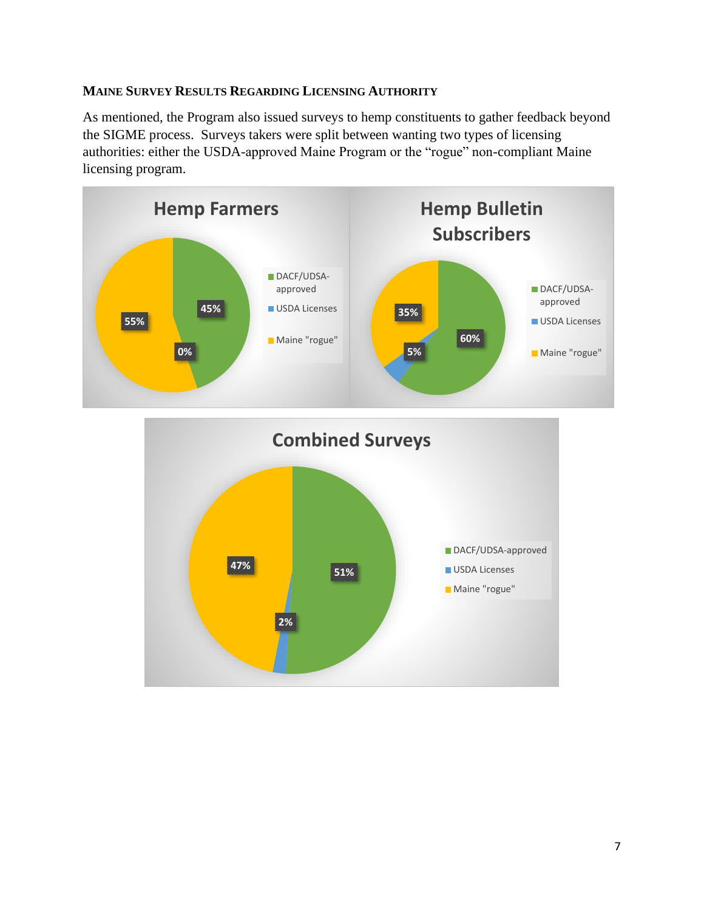### Maine Survey Results Regarding Licensing Authority

As mentioned, the Program also issued surveys to hemp constituents to gather feedback beyond the SIGME process. Surveys takers were split between wanting two types of licensing authorities: either the USDA-approved Maine Program or the "rogue" non-compliant Maine licensing program.

**Hemp Farmers**

| Licensing authority | Percent |
|---|---|
| DACF/UDSA-approved | 45% |
| USDA Licenses | 0% |
| Maine "rogue" | 55% |

**Hemp Bulletin Subscribers**

| Licensing authority | Percent |
|---|---|
| DACF/UDSA-approved | 60% |
| USDA Licenses | 5% |
| Maine "rogue" | 35% |

**Combined Surveys**

| Licensing authority | Percent |
|---|---|
| DACF/UDSA-approved | 51% |
| USDA Licenses | 2% |
| Maine "rogue" | 47% |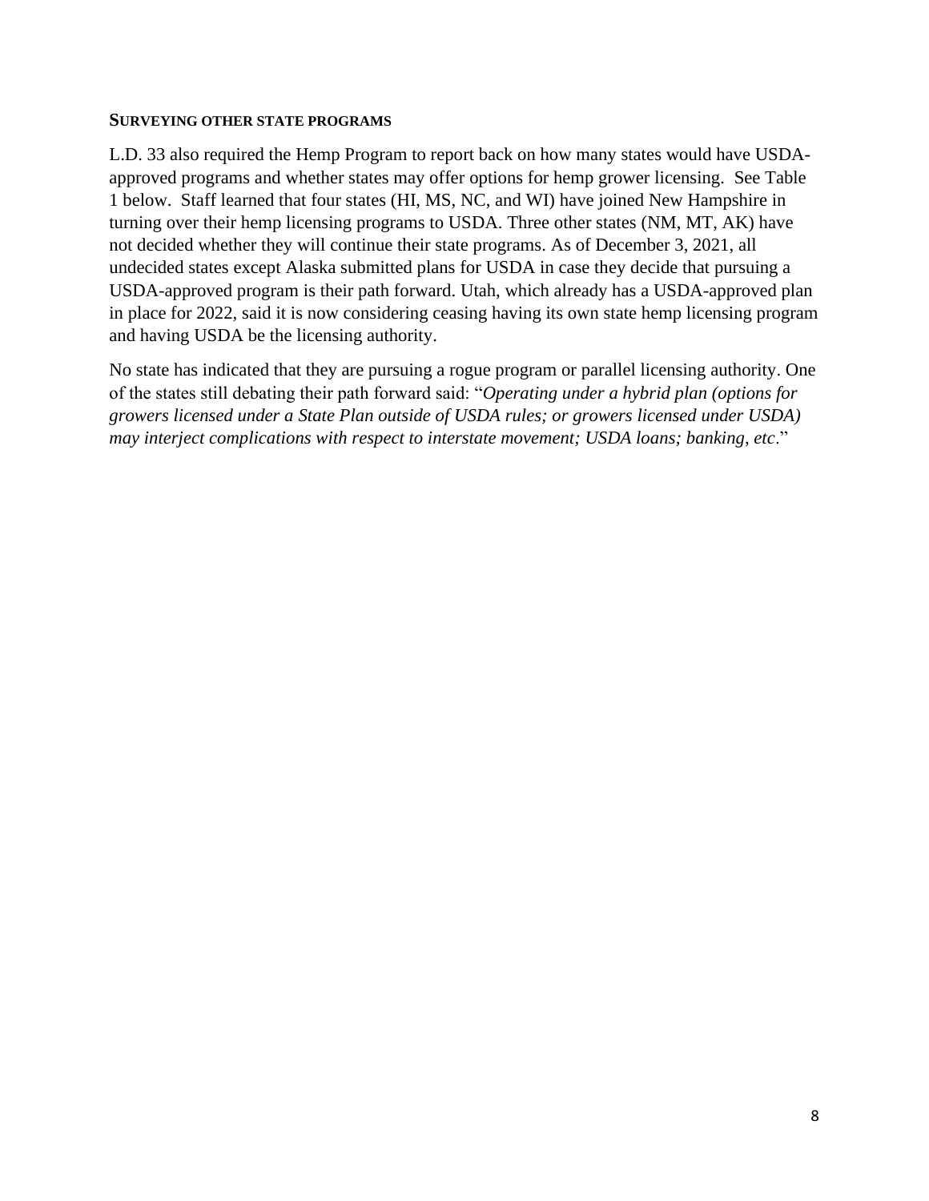### SURVEYING OTHER STATE PROGRAMS

L.D. 33 also required the Hemp Program to report back on how many states would have USDA-approved programs and whether states may offer options for hemp grower licensing. See Table 1 below. Staff learned that four states (HI, MS, NC, and WI) have joined New Hampshire in turning over their hemp licensing programs to USDA. Three other states (NM, MT, AK) have not decided whether they will continue their state programs. As of December 3, 2021, all undecided states except Alaska submitted plans for USDA in case they decide that pursuing a USDA-approved program is their path forward. Utah, which already has a USDA-approved plan in place for 2022, said it is now considering ceasing having its own state hemp licensing program and having USDA be the licensing authority.

No state has indicated that they are pursuing a rogue program or parallel licensing authority. One of the states still debating their path forward said: "*Operating under a hybrid plan (options for growers licensed under a State Plan outside of USDA rules; or growers licensed under USDA) may interject complications with respect to interstate movement; USDA loans; banking, etc*."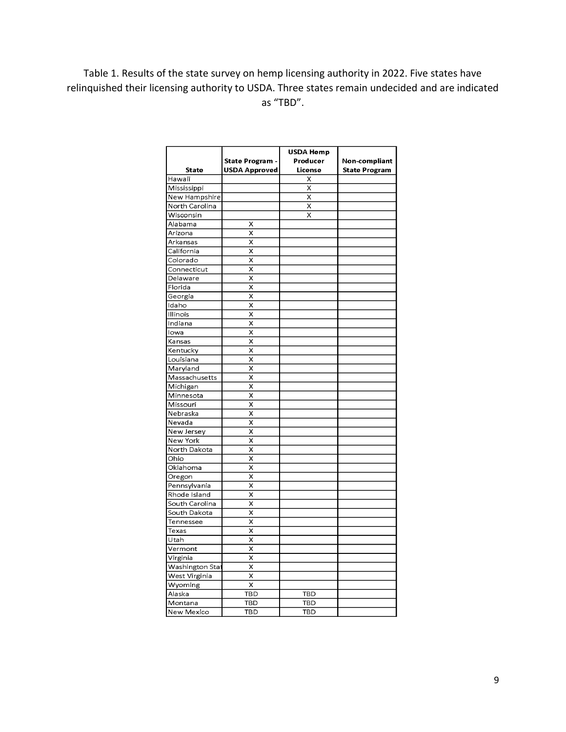Table 1. Results of the state survey on hemp licensing authority in 2022. Five states have relinquished their licensing authority to USDA. Three states remain undecided and are indicated as "TBD".

| State | State Program - USDA Approved | USDA Hemp Producer License | Non-compliant State Program |
|---|---|---|---|
| Hawaii | | X | |
| Mississippi | | X | |
| New Hampshire | | X | |
| North Carolina | | X | |
| Wisconsin | | X | |
| Alabama | X | | |
| Arizona | X | | |
| Arkansas | X | | |
| California | X | | |
| Colorado | X | | |
| Connecticut | X | | |
| Delaware | X | | |
| Florida | X | | |
| Georgia | X | | |
| Idaho | X | | |
| Illinois | X | | |
| Indiana | X | | |
| Iowa | X | | |
| Kansas | X | | |
| Kentucky | X | | |
| Louisiana | X | | |
| Maryland | X | | |
| Massachusetts | X | | |
| Michigan | X | | |
| Minnesota | X | | |
| Missouri | X | | |
| Nebraska | X | | |
| Nevada | X | | |
| New Jersey | X | | |
| New York | X | | |
| North Dakota | X | | |
| Ohio | X | | |
| Oklahoma | X | | |
| Oregon | X | | |
| Pennsylvania | X | | |
| Rhode Island | X | | |
| South Carolina | X | | |
| South Dakota | X | | |
| Tennessee | X | | |
| Texas | X | | |
| Utah | X | | |
| Vermont | X | | |
| Virginia | X | | |
| Washington Stat | X | | |
| West Virginia | X | | |
| Wyoming | X | | |
| Alaska | TBD | TBD | |
| Montana | TBD | TBD | |
| New Mexico | TBD | TBD | |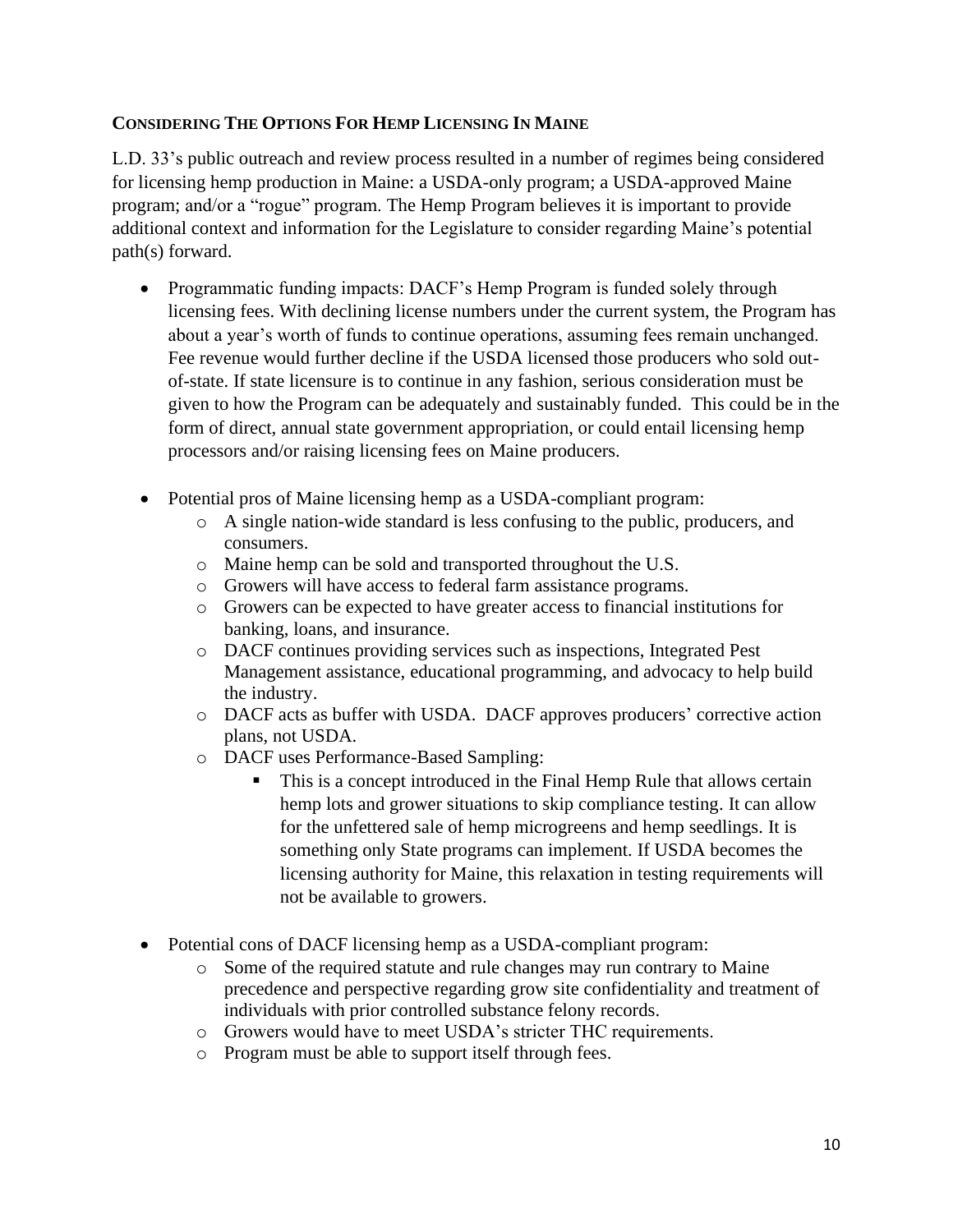**CONSIDERING THE OPTIONS FOR HEMP LICENSING IN MAINE**

L.D. 33's public outreach and review process resulted in a number of regimes being considered for licensing hemp production in Maine: a USDA-only program; a USDA-approved Maine program; and/or a "rogue" program. The Hemp Program believes it is important to provide additional context and information for the Legislature to consider regarding Maine's potential path(s) forward.

- Programmatic funding impacts: DACF's Hemp Program is funded solely through licensing fees. With declining license numbers under the current system, the Program has about a year's worth of funds to continue operations, assuming fees remain unchanged. Fee revenue would further decline if the USDA licensed those producers who sold out-of-state. If state licensure is to continue in any fashion, serious consideration must be given to how the Program can be adequately and sustainably funded. This could be in the form of direct, annual state government appropriation, or could entail licensing hemp processors and/or raising licensing fees on Maine producers.

- Potential pros of Maine licensing hemp as a USDA-compliant program:
  - A single nation-wide standard is less confusing to the public, producers, and consumers.
  - Maine hemp can be sold and transported throughout the U.S.
  - Growers will have access to federal farm assistance programs.
  - Growers can be expected to have greater access to financial institutions for banking, loans, and insurance.
  - DACF continues providing services such as inspections, Integrated Pest Management assistance, educational programming, and advocacy to help build the industry.
  - DACF acts as buffer with USDA. DACF approves producers' corrective action plans, not USDA.
  - DACF uses Performance-Based Sampling:
    - This is a concept introduced in the Final Hemp Rule that allows certain hemp lots and grower situations to skip compliance testing. It can allow for the unfettered sale of hemp microgreens and hemp seedlings. It is something only State programs can implement. If USDA becomes the licensing authority for Maine, this relaxation in testing requirements will not be available to growers.

- Potential cons of DACF licensing hemp as a USDA-compliant program:
  - Some of the required statute and rule changes may run contrary to Maine precedence and perspective regarding grow site confidentiality and treatment of individuals with prior controlled substance felony records.
  - Growers would have to meet USDA's stricter THC requirements.
  - Program must be able to support itself through fees.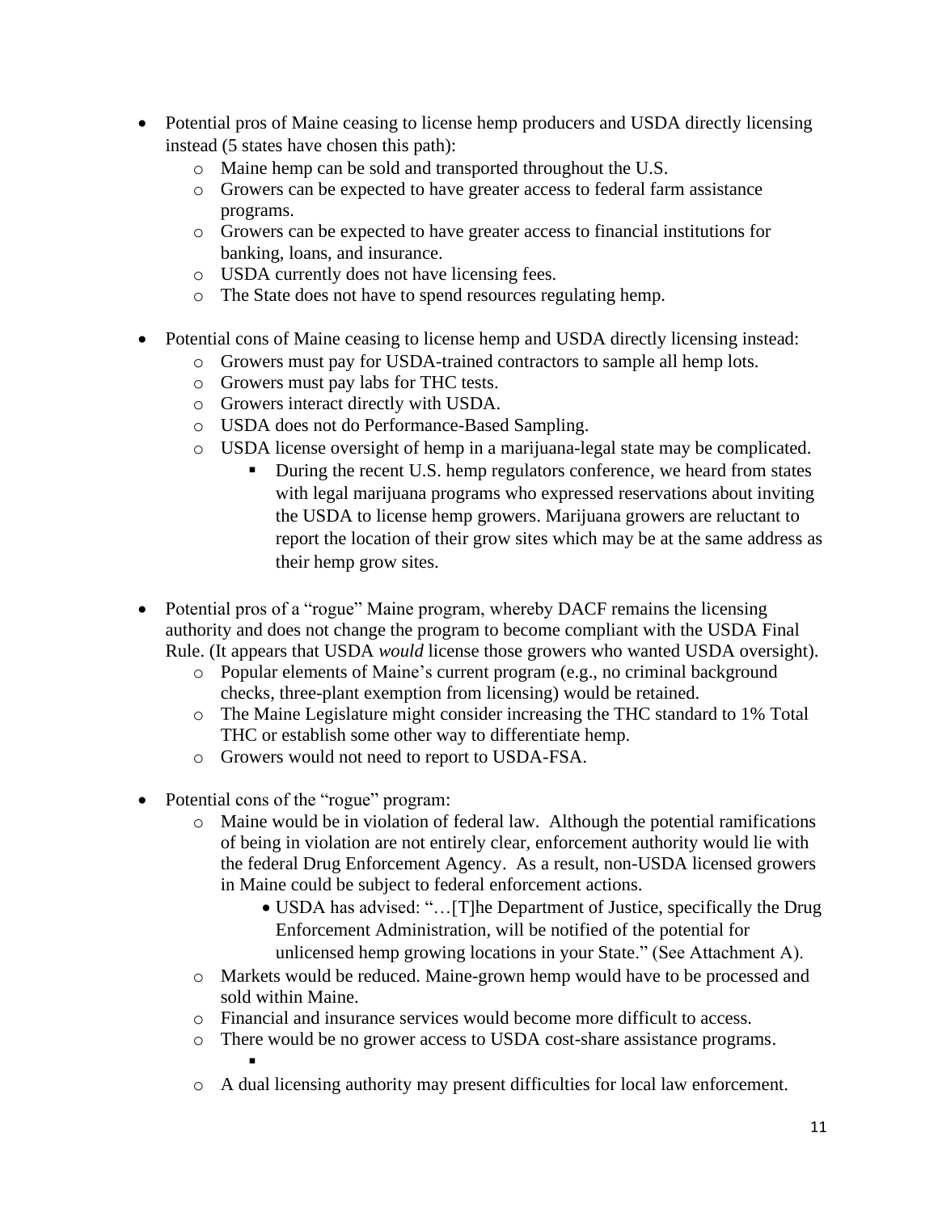- Potential pros of Maine ceasing to license hemp producers and USDA directly licensing instead (5 states have chosen this path):
  - Maine hemp can be sold and transported throughout the U.S.
  - Growers can be expected to have greater access to federal farm assistance programs.
  - Growers can be expected to have greater access to financial institutions for banking, loans, and insurance.
  - USDA currently does not have licensing fees.
  - The State does not have to spend resources regulating hemp.

- Potential cons of Maine ceasing to license hemp and USDA directly licensing instead:
  - Growers must pay for USDA-trained contractors to sample all hemp lots.
  - Growers must pay labs for THC tests.
  - Growers interact directly with USDA.
  - USDA does not do Performance-Based Sampling.
  - USDA license oversight of hemp in a marijuana-legal state may be complicated.
    - During the recent U.S. hemp regulators conference, we heard from states with legal marijuana programs who expressed reservations about inviting the USDA to license hemp growers. Marijuana growers are reluctant to report the location of their grow sites which may be at the same address as their hemp grow sites.

- Potential pros of a "rogue" Maine program, whereby DACF remains the licensing authority and does not change the program to become compliant with the USDA Final Rule. (It appears that USDA *would* license those growers who wanted USDA oversight).
  - Popular elements of Maine's current program (e.g., no criminal background checks, three-plant exemption from licensing) would be retained.
  - The Maine Legislature might consider increasing the THC standard to 1% Total THC or establish some other way to differentiate hemp.
  - Growers would not need to report to USDA-FSA.

- Potential cons of the "rogue" program:
  - Maine would be in violation of federal law. Although the potential ramifications of being in violation are not entirely clear, enforcement authority would lie with the federal Drug Enforcement Agency. As a result, non-USDA licensed growers in Maine could be subject to federal enforcement actions.
    - USDA has advised: "…[T]he Department of Justice, specifically the Drug Enforcement Administration, will be notified of the potential for unlicensed hemp growing locations in your State." (See Attachment A).
  - Markets would be reduced. Maine-grown hemp would have to be processed and sold within Maine.
  - Financial and insurance services would become more difficult to access.
  - There would be no grower access to USDA cost-share assistance programs.
  - A dual licensing authority may present difficulties for local law enforcement.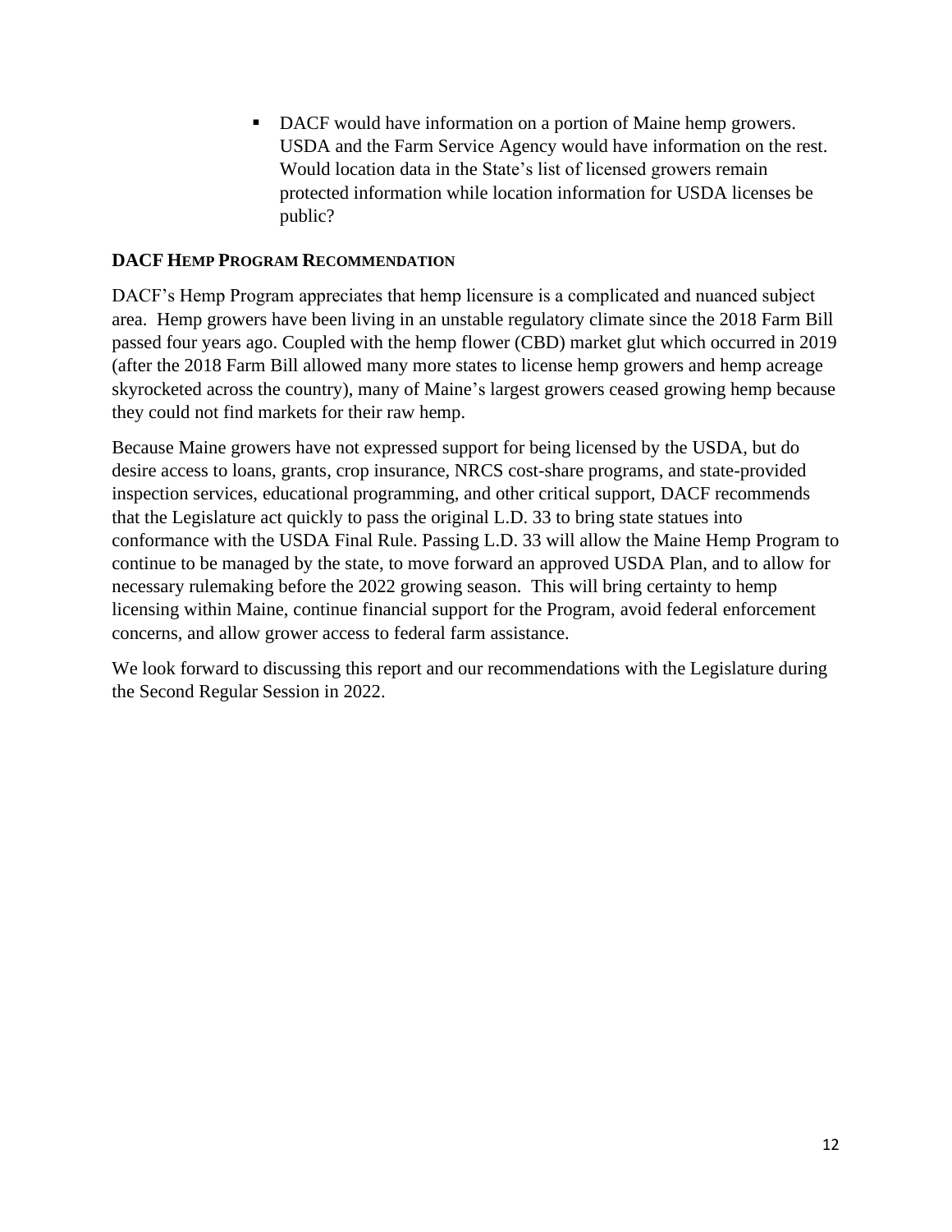- DACF would have information on a portion of Maine hemp growers. USDA and the Farm Service Agency would have information on the rest. Would location data in the State's list of licensed growers remain protected information while location information for USDA licenses be public?

### DACF Hemp Program Recommendation

DACF's Hemp Program appreciates that hemp licensure is a complicated and nuanced subject area. Hemp growers have been living in an unstable regulatory climate since the 2018 Farm Bill passed four years ago. Coupled with the hemp flower (CBD) market glut which occurred in 2019 (after the 2018 Farm Bill allowed many more states to license hemp growers and hemp acreage skyrocketed across the country), many of Maine's largest growers ceased growing hemp because they could not find markets for their raw hemp.

Because Maine growers have not expressed support for being licensed by the USDA, but do desire access to loans, grants, crop insurance, NRCS cost-share programs, and state-provided inspection services, educational programming, and other critical support, DACF recommends that the Legislature act quickly to pass the original L.D. 33 to bring state statues into conformance with the USDA Final Rule. Passing L.D. 33 will allow the Maine Hemp Program to continue to be managed by the state, to move forward an approved USDA Plan, and to allow for necessary rulemaking before the 2022 growing season. This will bring certainty to hemp licensing within Maine, continue financial support for the Program, avoid federal enforcement concerns, and allow grower access to federal farm assistance.

We look forward to discussing this report and our recommendations with the Legislature during the Second Regular Session in 2022.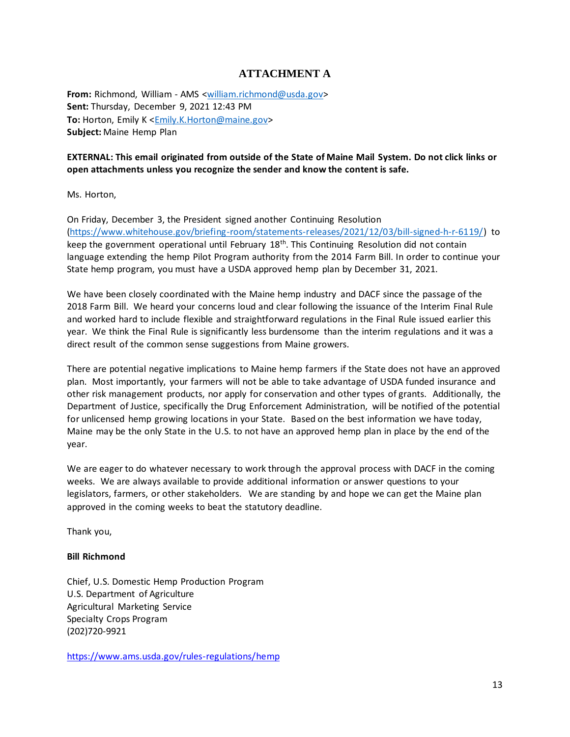# ATTACHMENT A

**From:** Richmond, William - AMS <william.richmond@usda.gov>
**Sent:** Thursday, December 9, 2021 12:43 PM
**To:** Horton, Emily K <Emily.K.Horton@maine.gov>
**Subject:** Maine Hemp Plan

**EXTERNAL: This email originated from outside of the State of Maine Mail System. Do not click links or open attachments unless you recognize the sender and know the content is safe.**

Ms. Horton,

On Friday, December 3, the President signed another Continuing Resolution (https://www.whitehouse.gov/briefing-room/statements-releases/2021/12/03/bill-signed-h-r-6119/) to keep the government operational until February 18th. This Continuing Resolution did not contain language extending the hemp Pilot Program authority from the 2014 Farm Bill. In order to continue your State hemp program, you must have a USDA approved hemp plan by December 31, 2021.

We have been closely coordinated with the Maine hemp industry and DACF since the passage of the 2018 Farm Bill. We heard your concerns loud and clear following the issuance of the Interim Final Rule and worked hard to include flexible and straightforward regulations in the Final Rule issued earlier this year. We think the Final Rule is significantly less burdensome than the interim regulations and it was a direct result of the common sense suggestions from Maine growers.

There are potential negative implications to Maine hemp farmers if the State does not have an approved plan. Most importantly, your farmers will not be able to take advantage of USDA funded insurance and other risk management products, nor apply for conservation and other types of grants. Additionally, the Department of Justice, specifically the Drug Enforcement Administration, will be notified of the potential for unlicensed hemp growing locations in your State. Based on the best information we have today, Maine may be the only State in the U.S. to not have an approved hemp plan in place by the end of the year.

We are eager to do whatever necessary to work through the approval process with DACF in the coming weeks. We are always available to provide additional information or answer questions to your legislators, farmers, or other stakeholders. We are standing by and hope we can get the Maine plan approved in the coming weeks to beat the statutory deadline.

Thank you,

**Bill Richmond**

Chief, U.S. Domestic Hemp Production Program
U.S. Department of Agriculture
Agricultural Marketing Service
Specialty Crops Program
(202)720-9921

https://www.ams.usda.gov/rules-regulations/hemp